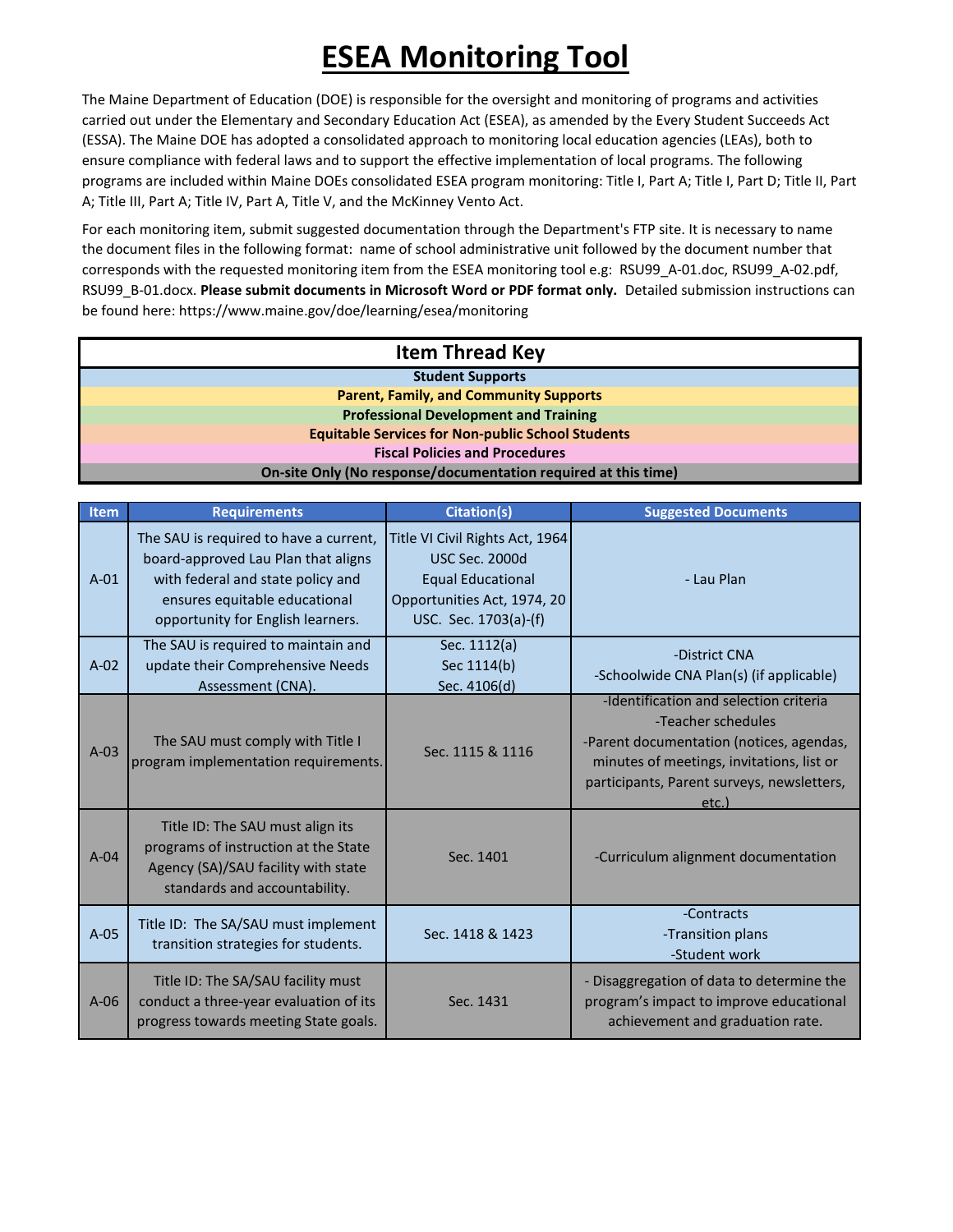# ESEA Monitoring Tool

The Maine Department of Education (DOE) is responsible for the oversight and monitoring of programs and activities carried out under the Elementary and Secondary Education Act (ESEA), as amended by the Every Student Succeeds Act (ESSA). The Maine DOE has adopted a consolidated approach to monitoring local education agencies (LEAs), both to ensure compliance with federal laws and to support the effective implementation of local programs. The following programs are included within Maine DOEs consolidated ESEA program monitoring: Title I, Part A; Title I, Part D; Title II, Part A; Title III, Part A; Title IV, Part A, Title V, and the McKinney Vento Act.

For each monitoring item, submit suggested documentation through the Department's FTP site. It is necessary to name the document files in the following format: name of school administrative unit followed by the document number that corresponds with the requested monitoring item from the ESEA monitoring tool e.g: RSU99_A-01.doc, RSU99_A-02.pdf, RSU99_B-01.docx. **Please submit documents in Microsoft Word or PDF format only.** Detailed submission instructions can be found here: https://www.maine.gov/doe/learning/esea/monitoring

| Item Thread Key |
|---|
| **Student Supports** |
| **Parent, Family, and Community Supports** |
| **Professional Development and Training** |
| **Equitable Services for Non-public School Students** |
| **Fiscal Policies and Procedures** |
| **On-site Only (No response/documentation required at this time)** |

| Item | Requirements | Citation(s) | Suggested Documents |
|---|---|---|---|
| A-01 | The SAU is required to have a current, board-approved Lau Plan that aligns with federal and state policy and ensures equitable educational opportunity for English learners. | Title VI Civil Rights Act, 1964 USC Sec. 2000d<br>Equal Educational Opportunities Act, 1974, 20 USC. Sec. 1703(a)-(f) | - Lau Plan |
| A-02 | The SAU is required to maintain and update their Comprehensive Needs Assessment (CNA). | Sec. 1112(a)<br>Sec 1114(b)<br>Sec. 4106(d) | -District CNA<br>-Schoolwide CNA Plan(s) (if applicable) |
| A-03 | The SAU must comply with Title I program implementation requirements. | Sec. 1115 & 1116 | -Identification and selection criteria<br>-Teacher schedules<br>-Parent documentation (notices, agendas, minutes of meetings, invitations, list or participants, Parent surveys, newsletters, etc.) |
| A-04 | Title ID: The SAU must align its programs of instruction at the State Agency (SA)/SAU facility with state standards and accountability. | Sec. 1401 | -Curriculum alignment documentation |
| A-05 | Title ID: The SA/SAU must implement transition strategies for students. | Sec. 1418 & 1423 | -Contracts<br>-Transition plans<br>-Student work |
| A-06 | Title ID: The SA/SAU facility must conduct a three-year evaluation of its progress towards meeting State goals. | Sec. 1431 | - Disaggregation of data to determine the program's impact to improve educational achievement and graduation rate. |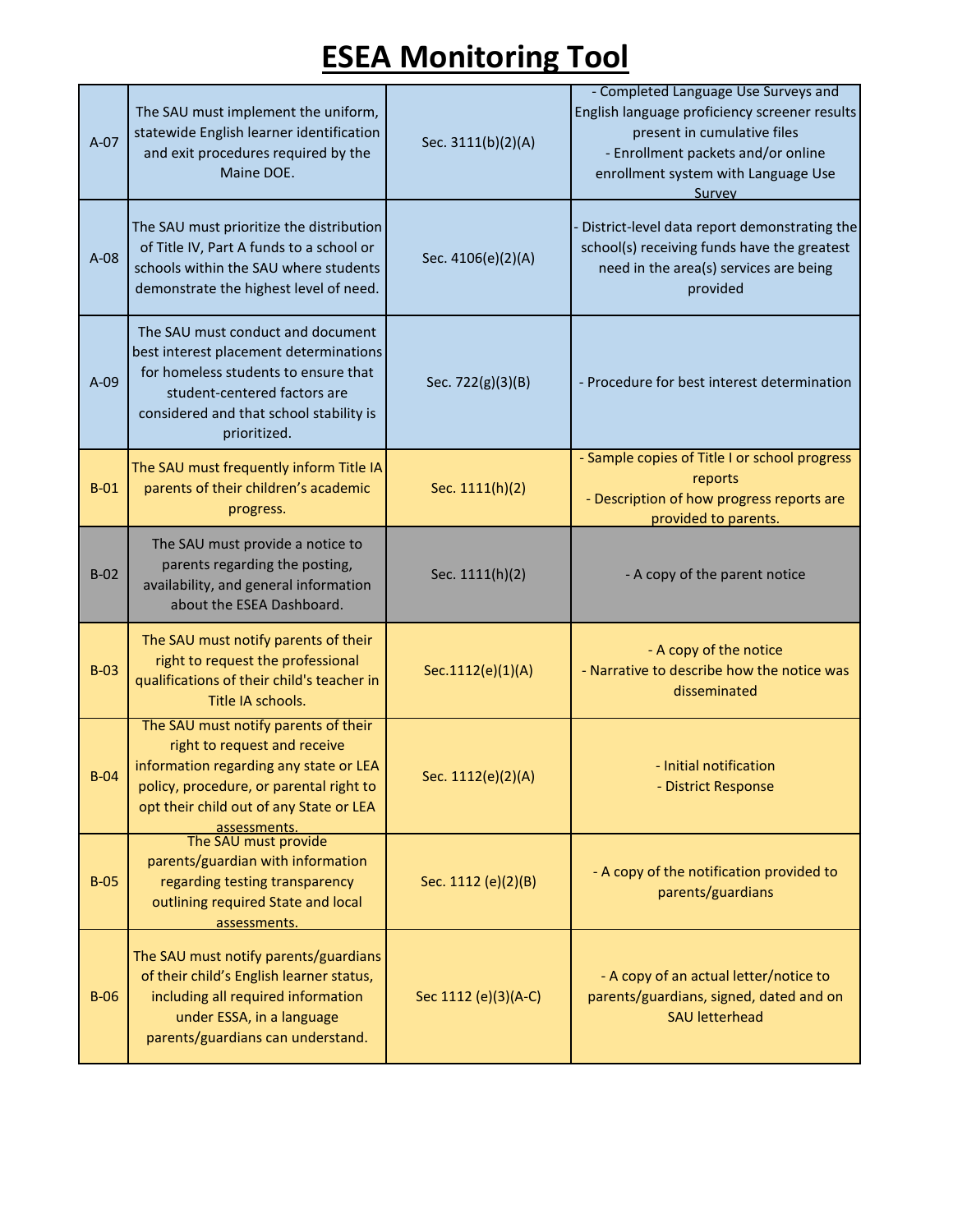# ESEA Monitoring Tool

| | | | |
|---|---|---|---|
| A-07 | The SAU must implement the uniform, statewide English learner identification and exit procedures required by the Maine DOE. | Sec. 3111(b)(2)(A) | - Completed Language Use Surveys and English language proficiency screener results present in cumulative files<br>- Enrollment packets and/or online enrollment system with Language Use Survey |
| A-08 | The SAU must prioritize the distribution of Title IV, Part A funds to a school or schools within the SAU where students demonstrate the highest level of need. | Sec. 4106(e)(2)(A) | - District-level data report demonstrating the school(s) receiving funds have the greatest need in the area(s) services are being provided |
| A-09 | The SAU must conduct and document best interest placement determinations for homeless students to ensure that student-centered factors are considered and that school stability is prioritized. | Sec. 722(g)(3)(B) | - Procedure for best interest determination |
| B-01 | The SAU must frequently inform Title IA parents of their children's academic progress. | Sec. 1111(h)(2) | - Sample copies of Title I or school progress reports<br>- Description of how progress reports are provided to parents. |
| B-02 | The SAU must provide a notice to parents regarding the posting, availability, and general information about the ESEA Dashboard. | Sec. 1111(h)(2) | - A copy of the parent notice |
| B-03 | The SAU must notify parents of their right to request the professional qualifications of their child's teacher in Title IA schools. | Sec.1112(e)(1)(A) | - A copy of the notice<br>- Narrative to describe how the notice was disseminated |
| B-04 | The SAU must notify parents of their right to request and receive information regarding any state or LEA policy, procedure, or parental right to opt their child out of any State or LEA assessments. | Sec. 1112(e)(2)(A) | - Initial notification<br>- District Response |
| B-05 | The SAU must provide parents/guardian with information regarding testing transparency outlining required State and local assessments. | Sec. 1112 (e)(2)(B) | - A copy of the notification provided to parents/guardians |
| B-06 | The SAU must notify parents/guardians of their child's English learner status, including all required information under ESSA, in a language parents/guardians can understand. | Sec 1112 (e)(3)(A-C) | - A copy of an actual letter/notice to parents/guardians, signed, dated and on SAU letterhead |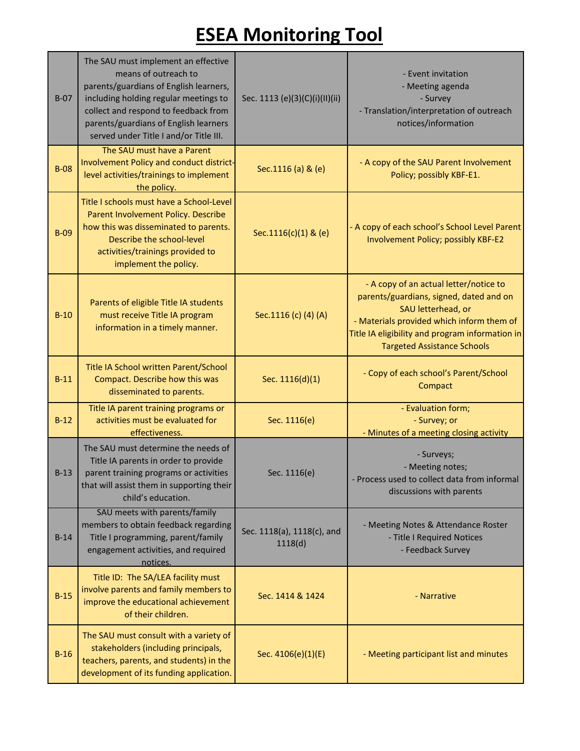# ESEA Monitoring Tool

| | | | |
|---|---|---|---|
| B-07 | The SAU must implement an effective means of outreach to parents/guardians of English learners, including holding regular meetings to collect and respond to feedback from parents/guardians of English learners served under Title I and/or Title III. | Sec. 1113 (e)(3)(C)(i)(II)(ii) | - Event invitation<br>- Meeting agenda<br>- Survey<br>- Translation/interpretation of outreach notices/information |
| B-08 | The SAU must have a Parent Involvement Policy and conduct district-level activities/trainings to implement the policy. | Sec.1116 (a) & (e) | - A copy of the SAU Parent Involvement Policy; possibly KBF-E1. |
| B-09 | Title I schools must have a School-Level Parent Involvement Policy. Describe how this was disseminated to parents. Describe the school-level activities/trainings provided to implement the policy. | Sec.1116(c)(1) & (e) | - A copy of each school's School Level Parent Involvement Policy; possibly KBF-E2 |
| B-10 | Parents of eligible Title IA students must receive Title IA program information in a timely manner. | Sec.1116 (c) (4) (A) | - A copy of an actual letter/notice to parents/guardians, signed, dated and on SAU letterhead, or<br>- Materials provided which inform them of Title IA eligibility and program information in Targeted Assistance Schools |
| B-11 | Title IA School written Parent/School Compact. Describe how this was disseminated to parents. | Sec. 1116(d)(1) | - Copy of each school's Parent/School Compact |
| B-12 | Title IA parent training programs or activities must be evaluated for effectiveness. | Sec. 1116(e) | - Evaluation form;<br>- Survey; or<br>- Minutes of a meeting closing activity |
| B-13 | The SAU must determine the needs of Title IA parents in order to provide parent training programs or activities that will assist them in supporting their child's education. | Sec. 1116(e) | - Surveys;<br>- Meeting notes;<br>- Process used to collect data from informal discussions with parents |
| B-14 | SAU meets with parents/family members to obtain feedback regarding Title I programming, parent/family engagement activities, and required notices. | Sec. 1118(a), 1118(c), and 1118(d) | - Meeting Notes & Attendance Roster<br>- Title I Required Notices<br>- Feedback Survey |
| B-15 | Title ID: The SA/LEA facility must involve parents and family members to improve the educational achievement of their children. | Sec. 1414 & 1424 | - Narrative |
| B-16 | The SAU must consult with a variety of stakeholders (including principals, teachers, parents, and students) in the development of its funding application. | Sec. 4106(e)(1)(E) | - Meeting participant list and minutes |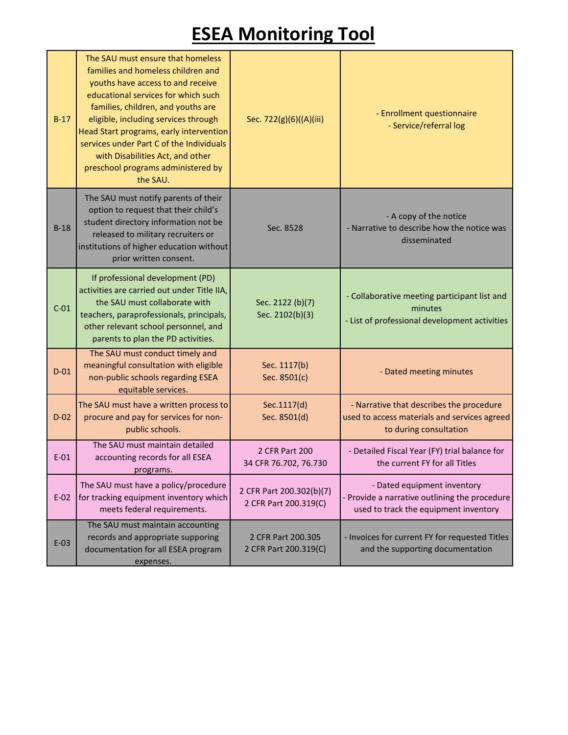# ESEA Monitoring Tool

| | | | |
|---|---|---|---|
| B-17 | The SAU must ensure that homeless families and homeless children and youths have access to and receive educational services for which such families, children, and youths are eligible, including services through Head Start programs, early intervention services under Part C of the Individuals with Disabilities Act, and other preschool programs administered by the SAU. | Sec. 722(g)(6)((A)(iii) | - Enrollment questionnaire<br>- Service/referral log |
| B-18 | The SAU must notify parents of their option to request that their child's student directory information not be released to military recruiters or institutions of higher education without prior written consent. | Sec. 8528 | - A copy of the notice<br>- Narrative to describe how the notice was disseminated |
| C-01 | If professional development (PD) activities are carried out under Title IIA, the SAU must collaborate with teachers, paraprofessionals, principals, other relevant school personnel, and parents to plan the PD activities. | Sec. 2122 (b)(7)<br>Sec. 2102(b)(3) | - Collaborative meeting participant list and minutes<br>- List of professional development activities |
| D-01 | The SAU must conduct timely and meaningful consultation with eligible non-public schools regarding ESEA equitable services. | Sec. 1117(b)<br>Sec. 8501(c) | - Dated meeting minutes |
| D-02 | The SAU must have a written process to procure and pay for services for non-public schools. | Sec.1117(d)<br>Sec. 8501(d) | - Narrative that describes the procedure used to access materials and services agreed to during consultation |
| E-01 | The SAU must maintain detailed accounting records for all ESEA programs. | 2 CFR Part 200<br>34 CFR 76.702, 76.730 | - Detailed Fiscal Year (FY) trial balance for the current FY for all Titles |
| E-02 | The SAU must have a policy/procedure for tracking equipment inventory which meets federal requirements. | 2 CFR Part 200.302(b)(7)<br>2 CFR Part 200.319(C) | - Dated equipment inventory<br>- Provide a narrative outlining the procedure used to track the equipment inventory |
| E-03 | The SAU must maintain accounting records and appropriate supporing documentation for all ESEA program expenses. | 2 CFR Part 200.305<br>2 CFR Part 200.319(C) | - Invoices for current FY for requested Titles and the supporting documentation |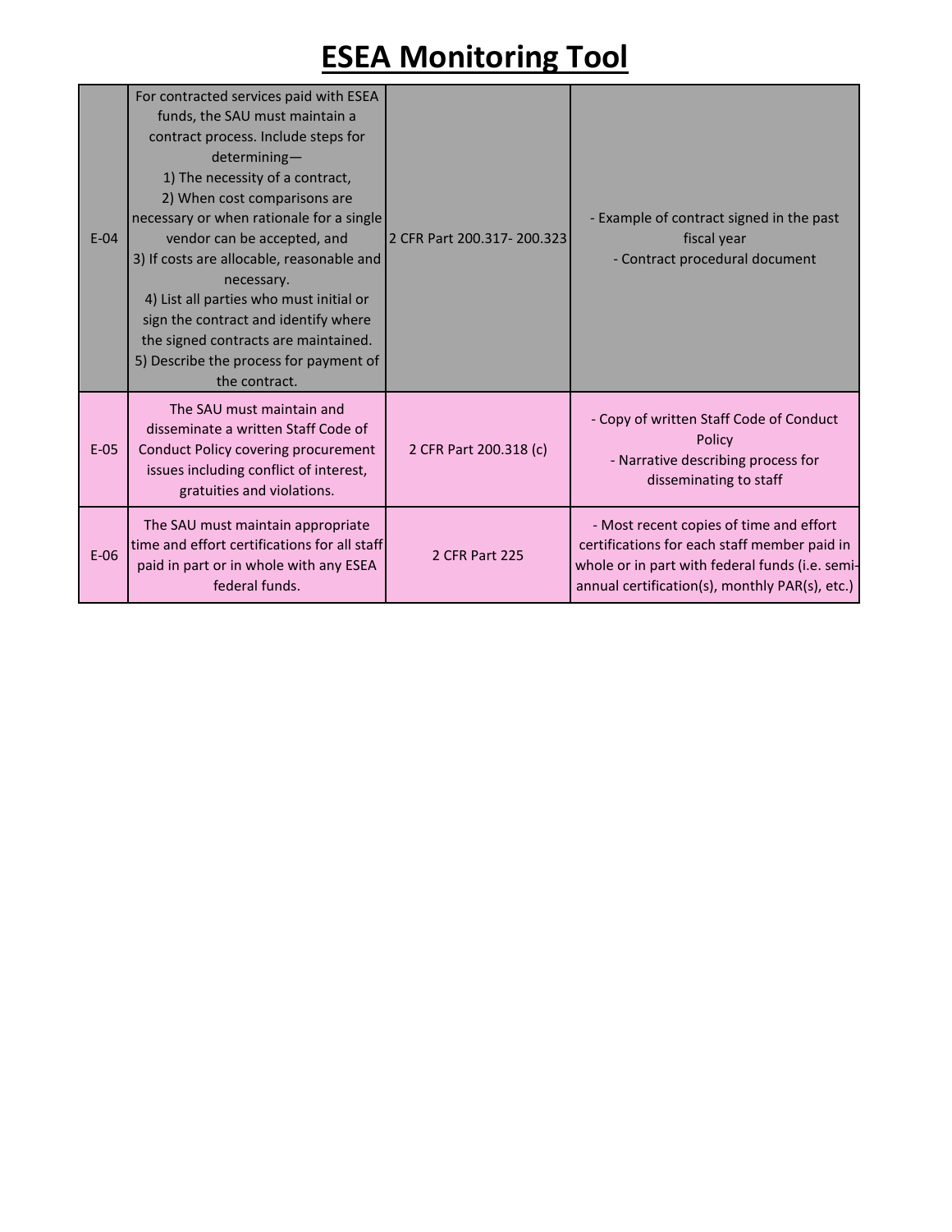# ESEA Monitoring Tool

| | | | |
|---|---|---|---|
| E-04 | For contracted services paid with ESEA funds, the SAU must maintain a contract process. Include steps for determining— 1) The necessity of a contract, 2) When cost comparisons are necessary or when rationale for a single vendor can be accepted, and 3) If costs are allocable, reasonable and necessary. 4) List all parties who must initial or sign the contract and identify where the signed contracts are maintained. 5) Describe the process for payment of the contract. | 2 CFR Part 200.317- 200.323 | - Example of contract signed in the past fiscal year<br>- Contract procedural document |
| E-05 | The SAU must maintain and disseminate a written Staff Code of Conduct Policy covering procurement issues including conflict of interest, gratuities and violations. | 2 CFR Part 200.318 (c) | - Copy of written Staff Code of Conduct Policy<br>- Narrative describing process for disseminating to staff |
| E-06 | The SAU must maintain appropriate time and effort certifications for all staff paid in part or in whole with any ESEA federal funds. | 2 CFR Part 225 | - Most recent copies of time and effort certifications for each staff member paid in whole or in part with federal funds (i.e. semi-annual certification(s), monthly PAR(s), etc.) |